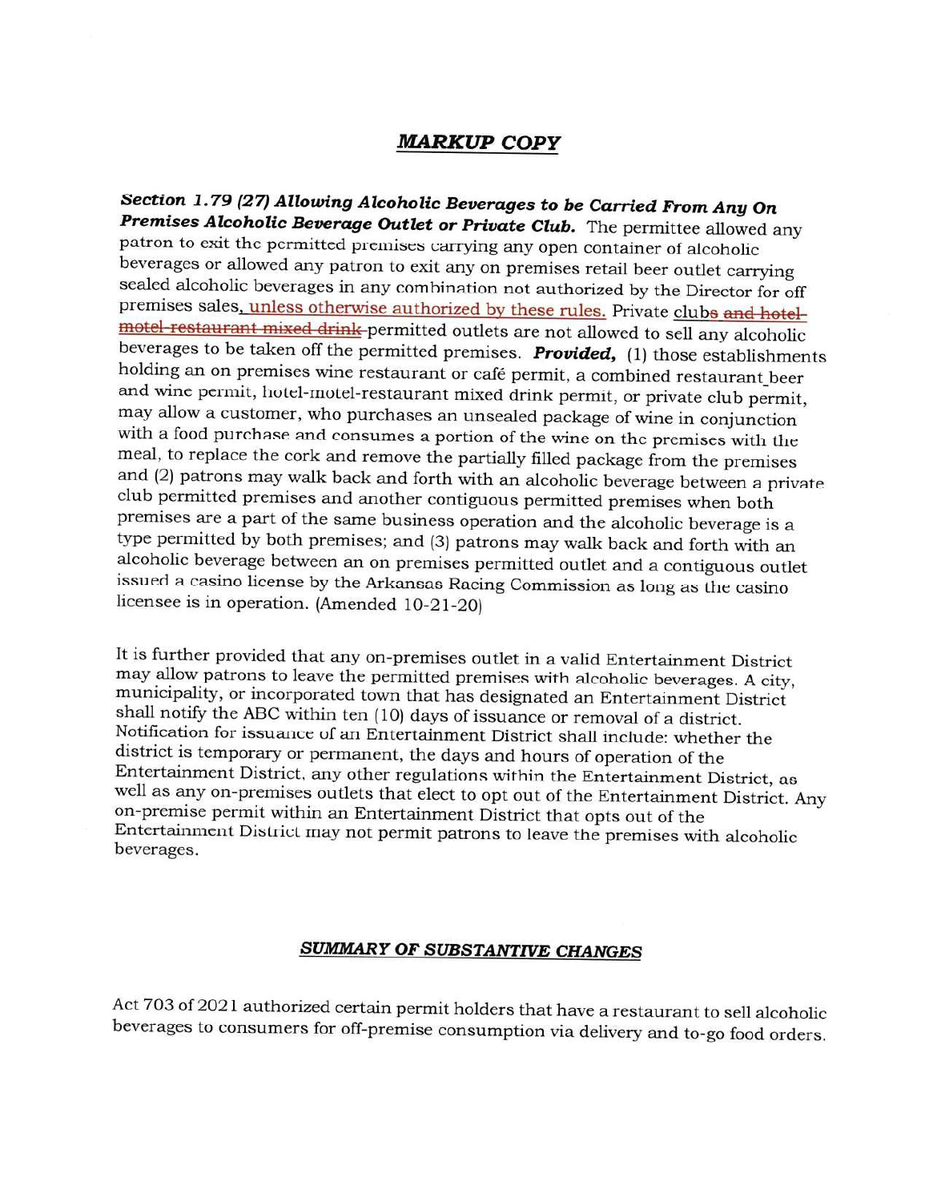## *MARKUP COPY*

***Section 1.79 (27) Allowing Alcoholic Beverages to be Carried From Any On Premises Alcoholic Beverage Outlet or Private Club.*** The permittee allowed any patron to exit the permitted premises carrying any open container of alcoholic beverages or allowed any patron to exit any on premises retail beer outlet carrying sealed alcoholic beverages in any combination not authorized by the Director for off premises sales, <u>unless otherwise authorized by these rules.</u> Private club~~s and hotel-motel-restaurant mixed drink~~ permitted outlets are not allowed to sell any alcoholic beverages to be taken off the permitted premises. ***Provided,*** (1) those establishments holding an on premises wine restaurant or café permit, a combined restaurant beer and wine permit, hotel-motel-restaurant mixed drink permit, or private club permit, may allow a customer, who purchases an unsealed package of wine in conjunction with a food purchase and consumes a portion of the wine on the premises with the meal, to replace the cork and remove the partially filled package from the premises and (2) patrons may walk back and forth with an alcoholic beverage between a private club permitted premises and another contiguous permitted premises when both premises are a part of the same business operation and the alcoholic beverage is a type permitted by both premises; and (3) patrons may walk back and forth with an alcoholic beverage between an on premises permitted outlet and a contiguous outlet issued a casino license by the Arkansas Racing Commission as long as the casino licensee is in operation. (Amended 10-21-20)

It is further provided that any on-premises outlet in a valid Entertainment District may allow patrons to leave the permitted premises with alcoholic beverages. A city, municipality, or incorporated town that has designated an Entertainment District shall notify the ABC within ten (10) days of issuance or removal of a district. Notification for issuance of an Entertainment District shall include: whether the district is temporary or permanent, the days and hours of operation of the Entertainment District, any other regulations within the Entertainment District, as well as any on-premises outlets that elect to opt out of the Entertainment District. Any on-premise permit within an Entertainment District that opts out of the Entertainment District may not permit patrons to leave the premises with alcoholic beverages.

### *SUMMARY OF SUBSTANTIVE CHANGES*

Act 703 of 2021 authorized certain permit holders that have a restaurant to sell alcoholic beverages to consumers for off-premise consumption via delivery and to-go food orders.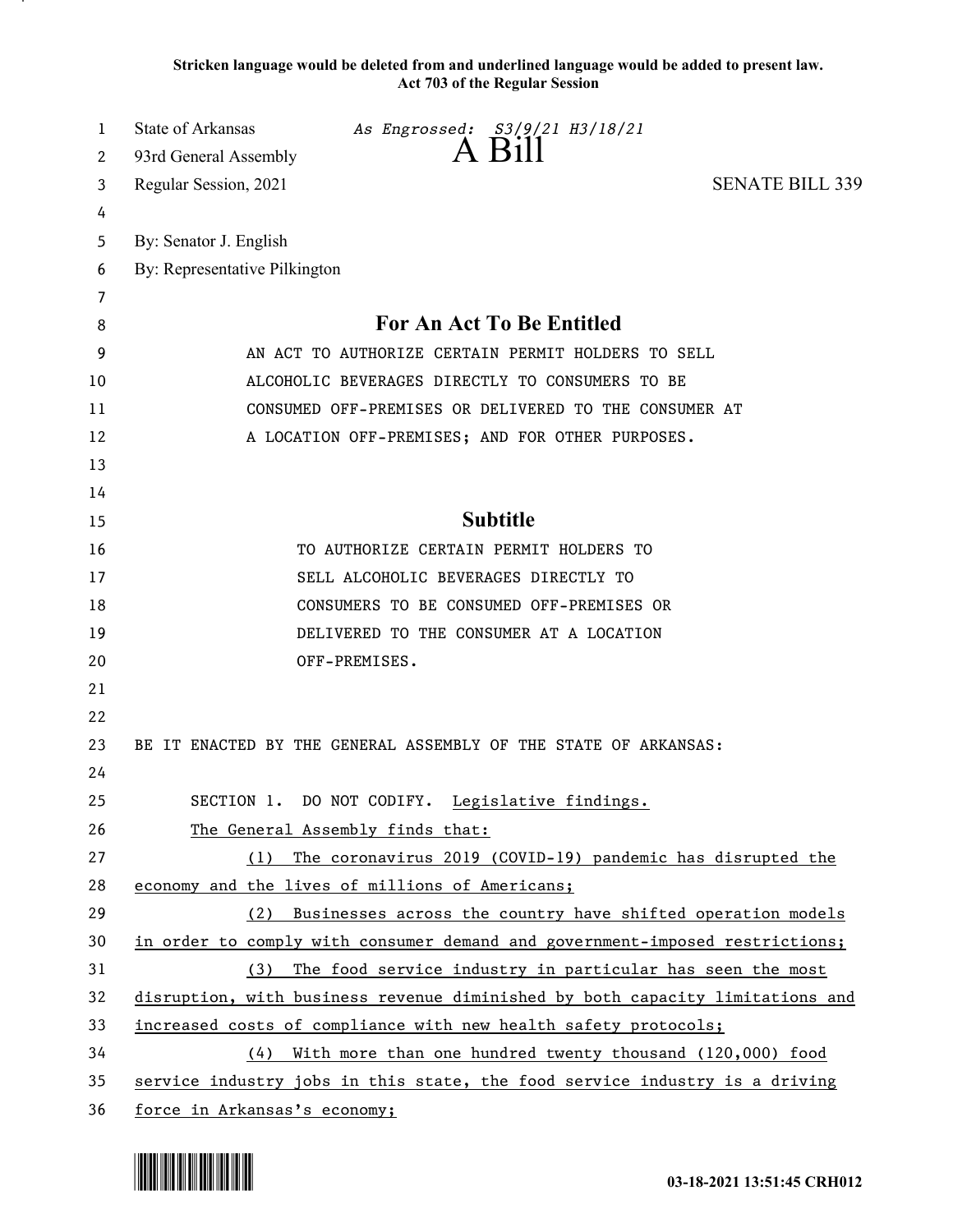Stricken language would be deleted from and underlined language would be added to present law.
Act 703 of the Regular Session

State of Arkansas *As Engrossed: S3/9/21 H3/18/21*
93rd General Assembly
# A Bill
Regular Session, 2021 SENATE BILL 339

By: Senator J. English
By: Representative Pilkington

## For An Act To Be Entitled

AN ACT TO AUTHORIZE CERTAIN PERMIT HOLDERS TO SELL ALCOHOLIC BEVERAGES DIRECTLY TO CONSUMERS TO BE CONSUMED OFF-PREMISES OR DELIVERED TO THE CONSUMER AT A LOCATION OFF-PREMISES; AND FOR OTHER PURPOSES.

## Subtitle

TO AUTHORIZE CERTAIN PERMIT HOLDERS TO SELL ALCOHOLIC BEVERAGES DIRECTLY TO CONSUMERS TO BE CONSUMED OFF-PREMISES OR DELIVERED TO THE CONSUMER AT A LOCATION OFF-PREMISES.

BE IT ENACTED BY THE GENERAL ASSEMBLY OF THE STATE OF ARKANSAS:

SECTION 1. DO NOT CODIFY. <u>Legislative findings.</u>

<u>The General Assembly finds that:</u>

<u>(1) The coronavirus 2019 (COVID-19) pandemic has disrupted the economy and the lives of millions of Americans;</u>

<u>(2) Businesses across the country have shifted operation models in order to comply with consumer demand and government-imposed restrictions;</u>

<u>(3) The food service industry in particular has seen the most disruption, with business revenue diminished by both capacity limitations and increased costs of compliance with new health safety protocols;</u>

<u>(4) With more than one hundred twenty thousand (120,000) food service industry jobs in this state, the food service industry is a driving force in Arkansas's economy;</u>

03-18-2021 13:51:45 CRH012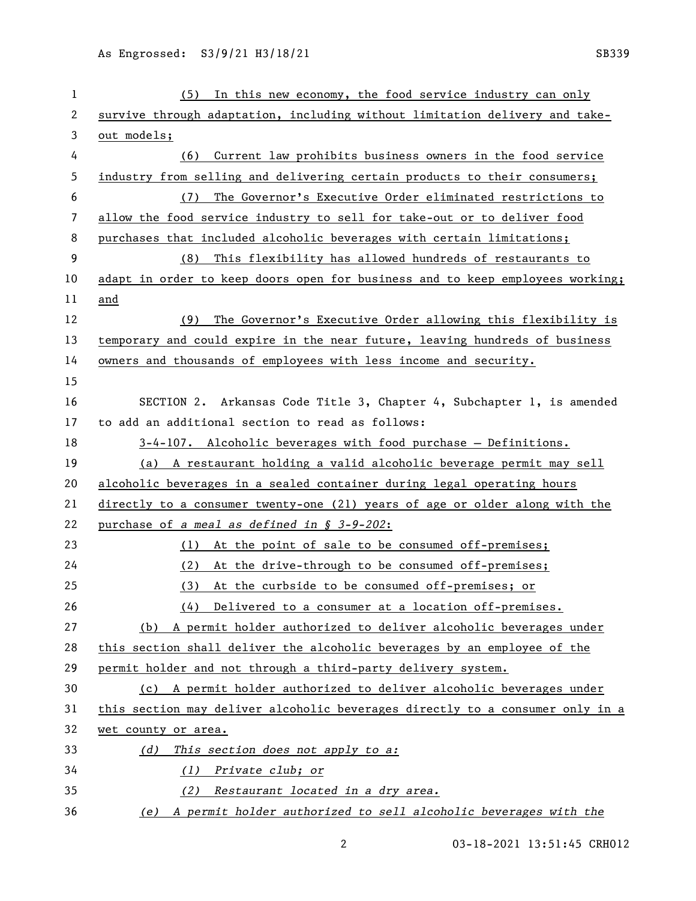(5) In this new economy, the food service industry can only survive through adaptation, including without limitation delivery and take-out models;

(6) Current law prohibits business owners in the food service industry from selling and delivering certain products to their consumers;

(7) The Governor's Executive Order eliminated restrictions to allow the food service industry to sell for take-out or to deliver food purchases that included alcoholic beverages with certain limitations;

(8) This flexibility has allowed hundreds of restaurants to adapt in order to keep doors open for business and to keep employees working; and

(9) The Governor's Executive Order allowing this flexibility is temporary and could expire in the near future, leaving hundreds of business owners and thousands of employees with less income and security.

SECTION 2. Arkansas Code Title 3, Chapter 4, Subchapter 1, is amended to add an additional section to read as follows:

3-4-107. Alcoholic beverages with food purchase — Definitions.

(a) A restaurant holding a valid alcoholic beverage permit may sell alcoholic beverages in a sealed container during legal operating hours directly to a consumer twenty-one (21) years of age or older along with the purchase of *a meal as defined in § 3-9-202*:

(1) At the point of sale to be consumed off-premises;

(2) At the drive-through to be consumed off-premises;

(3) At the curbside to be consumed off-premises; or

(4) Delivered to a consumer at a location off-premises.

(b) A permit holder authorized to deliver alcoholic beverages under this section shall deliver the alcoholic beverages by an employee of the permit holder and not through a third-party delivery system.

(c) A permit holder authorized to deliver alcoholic beverages under this section may deliver alcoholic beverages directly to a consumer only in a wet county or area.

*(d) This section does not apply to a:*

*(1) Private club; or*

*(2) Restaurant located in a dry area.*

*(e) A permit holder authorized to sell alcoholic beverages with the*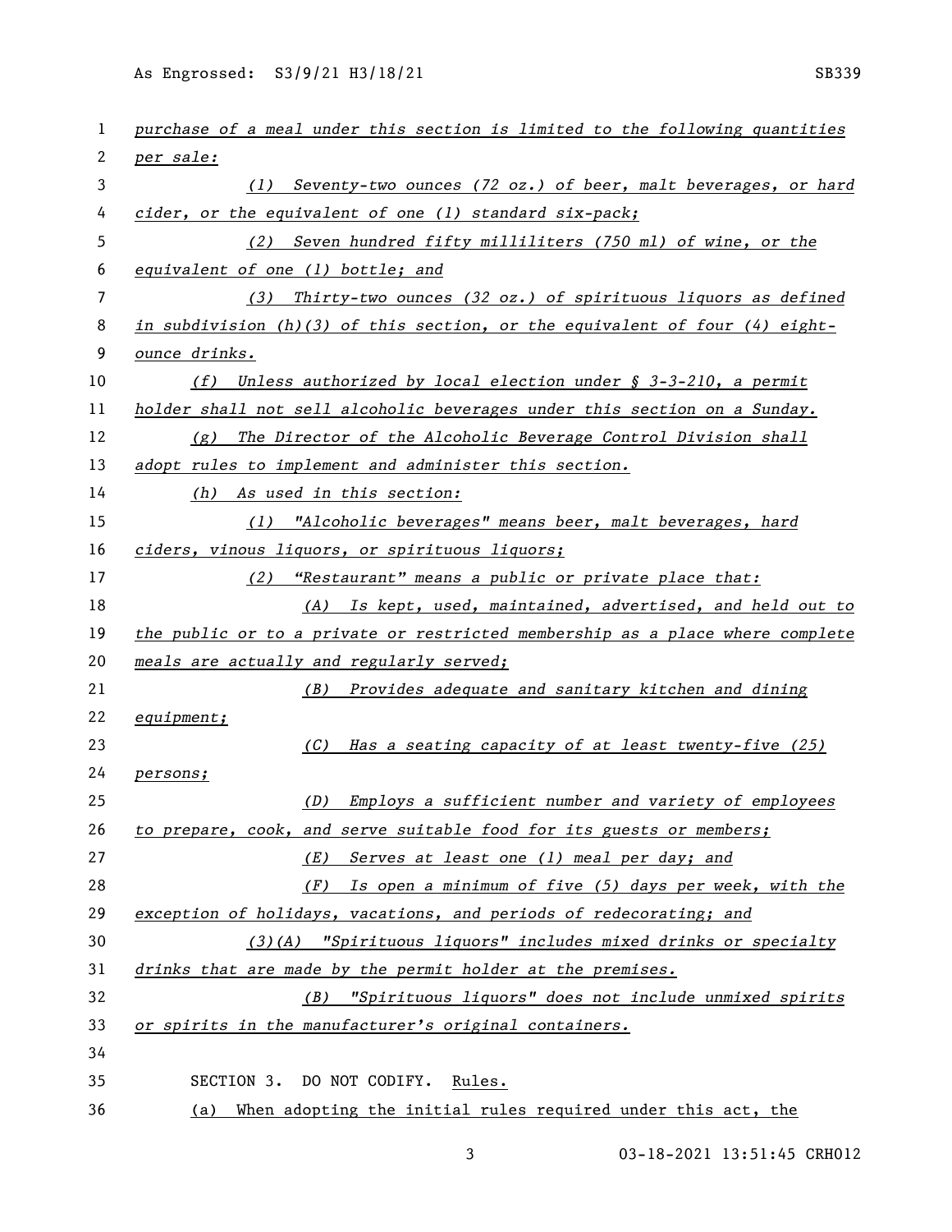*purchase of a meal under this section is limited to the following quantities per sale:*

*(1) Seventy-two ounces (72 oz.) of beer, malt beverages, or hard cider, or the equivalent of one (1) standard six-pack;*

*(2) Seven hundred fifty milliliters (750 ml) of wine, or the equivalent of one (1) bottle; and*

*(3) Thirty-two ounces (32 oz.) of spirituous liquors as defined in subdivision (h)(3) of this section, or the equivalent of four (4) eight-ounce drinks.*

*(f) Unless authorized by local election under § 3-3-210, a permit holder shall not sell alcoholic beverages under this section on a Sunday.*

*(g) The Director of the Alcoholic Beverage Control Division shall adopt rules to implement and administer this section.*

*(h) As used in this section:*

*(1) "Alcoholic beverages" means beer, malt beverages, hard ciders, vinous liquors, or spirituous liquors;*

*(2) "Restaurant" means a public or private place that:*

*(A) Is kept, used, maintained, advertised, and held out to the public or to a private or restricted membership as a place where complete meals are actually and regularly served;*

*(B) Provides adequate and sanitary kitchen and dining equipment;*

*(C) Has a seating capacity of at least twenty-five (25) persons;*

*(D) Employs a sufficient number and variety of employees to prepare, cook, and serve suitable food for its guests or members;*

*(E) Serves at least one (1) meal per day; and*

*(F) Is open a minimum of five (5) days per week, with the exception of holidays, vacations, and periods of redecorating; and*

*(3)(A) "Spirituous liquors" includes mixed drinks or specialty drinks that are made by the permit holder at the premises.*

*(B) "Spirituous liquors" does not include unmixed spirits or spirits in the manufacturer's original containers.*

SECTION 3. DO NOT CODIFY. Rules.

(a) When adopting the initial rules required under this act, the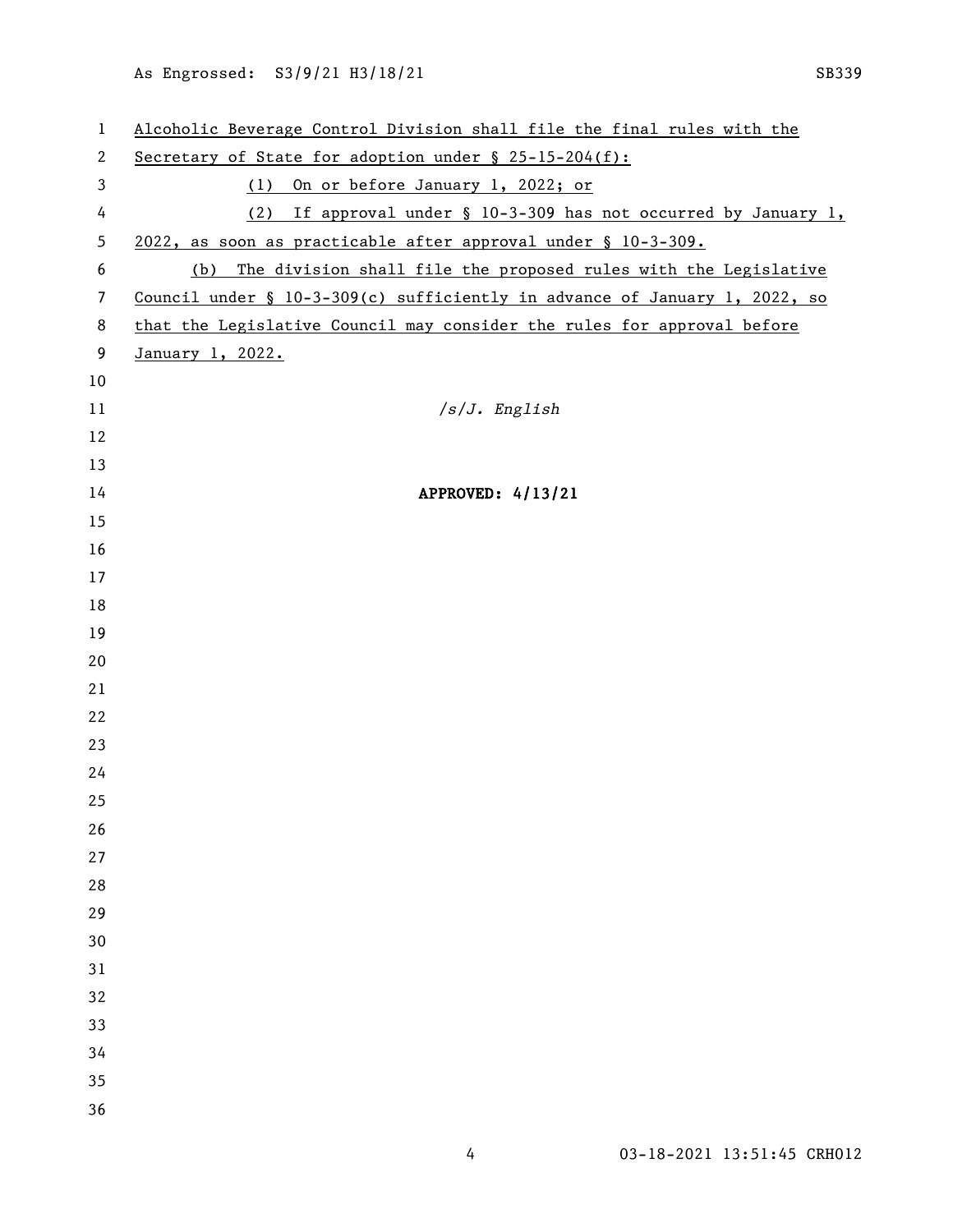Alcoholic Beverage Control Division shall file the final rules with the Secretary of State for adoption under § 25-15-204(f):

(1) On or before January 1, 2022; or

(2) If approval under § 10-3-309 has not occurred by January 1, 2022, as soon as practicable after approval under § 10-3-309.

(b) The division shall file the proposed rules with the Legislative Council under § 10-3-309(c) sufficiently in advance of January 1, 2022, so that the Legislative Council may consider the rules for approval before January 1, 2022.

*/s/J. English*

**APPROVED: 4/13/21**